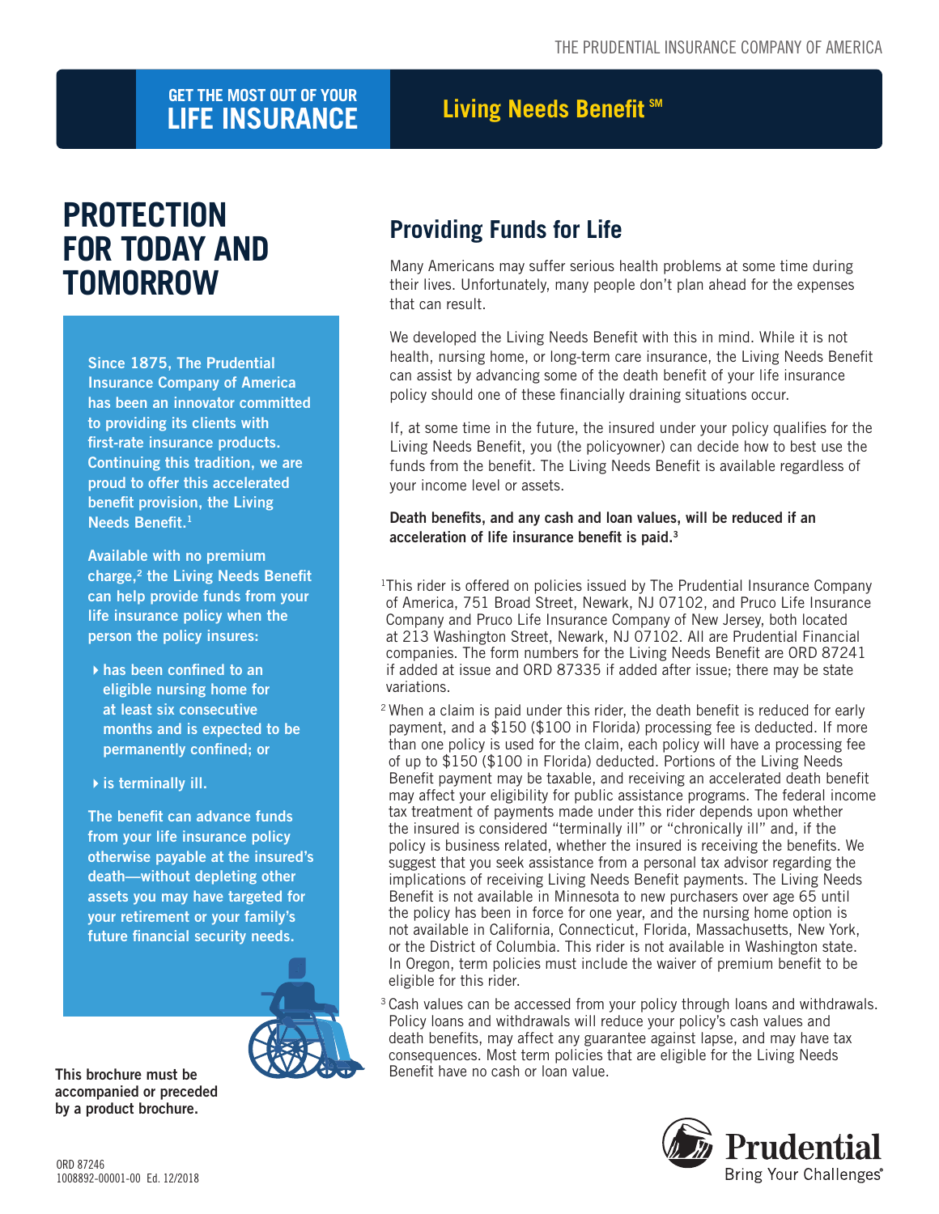THE PRUDENTIAL INSURANCE COMPANY OF AMERICA

**GET THE MOST OUT OF YOUR LIFE INSURANCE**

**Living Needs Benefit℠**

# PROTECTION FOR TODAY AND TOMORROW

**Since 1875, The Prudential Insurance Company of America has been an innovator committed to providing its clients with first-rate insurance products. Continuing this tradition, we are proud to offer this accelerated benefit provision, the Living Needs Benefit.[1]**

**Available with no premium charge,[2] the Living Needs Benefit can help provide funds from your life insurance policy when the person the policy insures:**

- **has been confined to an eligible nursing home for at least six consecutive months and is expected to be permanently confined; or**
- **is terminally ill.**

**The benefit can advance funds from your life insurance policy otherwise payable at the insured's death—without depleting other assets you may have targeted for your retirement or your family's future financial security needs.**

**This brochure must be accompanied or preceded by a product brochure.**

## Providing Funds for Life

Many Americans may suffer serious health problems at some time during their lives. Unfortunately, many people don't plan ahead for the expenses that can result.

We developed the Living Needs Benefit with this in mind. While it is not health, nursing home, or long-term care insurance, the Living Needs Benefit can assist by advancing some of the death benefit of your life insurance policy should one of these financially draining situations occur.

If, at some time in the future, the insured under your policy qualifies for the Living Needs Benefit, you (the policyowner) can decide how to best use the funds from the benefit. The Living Needs Benefit is available regardless of your income level or assets.

**Death benefits, and any cash and loan values, will be reduced if an acceleration of life insurance benefit is paid.[3]**

[1] This rider is offered on policies issued by The Prudential Insurance Company of America, 751 Broad Street, Newark, NJ 07102, and Pruco Life Insurance Company and Pruco Life Insurance Company of New Jersey, both located at 213 Washington Street, Newark, NJ 07102. All are Prudential Financial companies. The form numbers for the Living Needs Benefit are ORD 87241 if added at issue and ORD 87335 if added after issue; there may be state variations.

[2] When a claim is paid under this rider, the death benefit is reduced for early payment, and a $150 ($100 in Florida) processing fee is deducted. If more than one policy is used for the claim, each policy will have a processing fee of up to $150 ($100 in Florida) deducted. Portions of the Living Needs Benefit payment may be taxable, and receiving an accelerated death benefit may affect your eligibility for public assistance programs. The federal income tax treatment of payments made under this rider depends upon whether the insured is considered "terminally ill" or "chronically ill" and, if the policy is business related, whether the insured is receiving the benefits. We suggest that you seek assistance from a personal tax advisor regarding the implications of receiving Living Needs Benefit payments. The Living Needs Benefit is not available in Minnesota to new purchasers over age 65 until the policy has been in force for one year, and the nursing home option is not available in California, Connecticut, Florida, Massachusetts, New York, or the District of Columbia. This rider is not available in Washington state. In Oregon, term policies must include the waiver of premium benefit to be eligible for this rider.

[3] Cash values can be accessed from your policy through loans and withdrawals. Policy loans and withdrawals will reduce your policy's cash values and death benefits, may affect any guarantee against lapse, and may have tax consequences. Most term policies that are eligible for the Living Needs Benefit have no cash or loan value.

ORD 87246
1008892-00001-00 Ed. 12/2018

Prudential
Bring Your Challenges®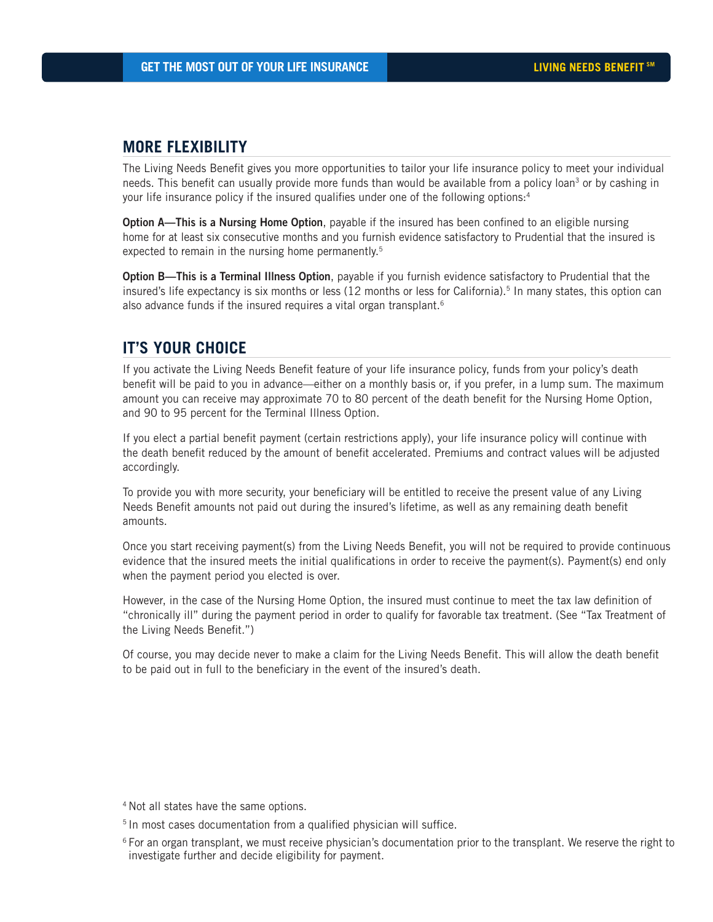## MORE FLEXIBILITY

The Living Needs Benefit gives you more opportunities to tailor your life insurance policy to meet your individual needs. This benefit can usually provide more funds than would be available from a policy loan[3] or by cashing in your life insurance policy if the insured qualifies under one of the following options:[4]

**Option A—This is a Nursing Home Option**, payable if the insured has been confined to an eligible nursing home for at least six consecutive months and you furnish evidence satisfactory to Prudential that the insured is expected to remain in the nursing home permanently.[5]

**Option B—This is a Terminal Illness Option**, payable if you furnish evidence satisfactory to Prudential that the insured's life expectancy is six months or less (12 months or less for California).[5] In many states, this option can also advance funds if the insured requires a vital organ transplant.[6]

## IT'S YOUR CHOICE

If you activate the Living Needs Benefit feature of your life insurance policy, funds from your policy's death benefit will be paid to you in advance—either on a monthly basis or, if you prefer, in a lump sum. The maximum amount you can receive may approximate 70 to 80 percent of the death benefit for the Nursing Home Option, and 90 to 95 percent for the Terminal Illness Option.

If you elect a partial benefit payment (certain restrictions apply), your life insurance policy will continue with the death benefit reduced by the amount of benefit accelerated. Premiums and contract values will be adjusted accordingly.

To provide you with more security, your beneficiary will be entitled to receive the present value of any Living Needs Benefit amounts not paid out during the insured's lifetime, as well as any remaining death benefit amounts.

Once you start receiving payment(s) from the Living Needs Benefit, you will not be required to provide continuous evidence that the insured meets the initial qualifications in order to receive the payment(s). Payment(s) end only when the payment period you elected is over.

However, in the case of the Nursing Home Option, the insured must continue to meet the tax law definition of "chronically ill" during the payment period in order to qualify for favorable tax treatment. (See "Tax Treatment of the Living Needs Benefit.")

Of course, you may decide never to make a claim for the Living Needs Benefit. This will allow the death benefit to be paid out in full to the beneficiary in the event of the insured's death.

[4] Not all states have the same options.

[5] In most cases documentation from a qualified physician will suffice.

[6] For an organ transplant, we must receive physician's documentation prior to the transplant. We reserve the right to investigate further and decide eligibility for payment.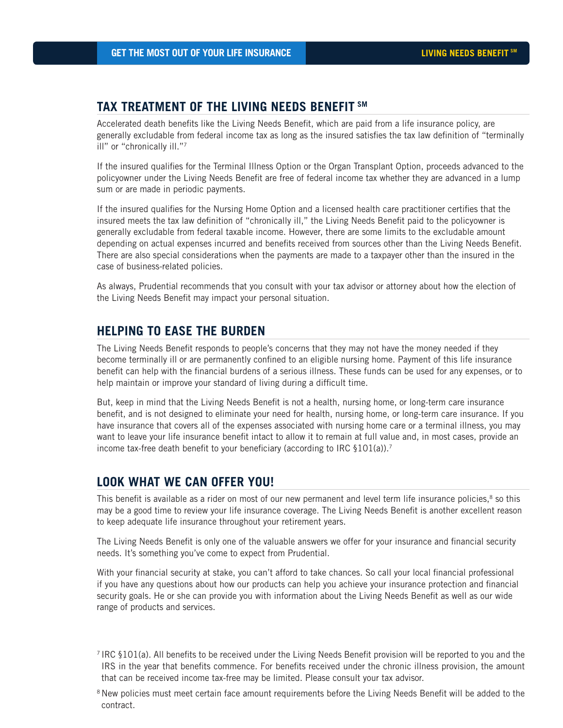## TAX TREATMENT OF THE LIVING NEEDS BENEFIT SM

Accelerated death benefits like the Living Needs Benefit, which are paid from a life insurance policy, are generally excludable from federal income tax as long as the insured satisfies the tax law definition of "terminally ill" or "chronically ill."[7]

If the insured qualifies for the Terminal Illness Option or the Organ Transplant Option, proceeds advanced to the policyowner under the Living Needs Benefit are free of federal income tax whether they are advanced in a lump sum or are made in periodic payments.

If the insured qualifies for the Nursing Home Option and a licensed health care practitioner certifies that the insured meets the tax law definition of "chronically ill," the Living Needs Benefit paid to the policyowner is generally excludable from federal taxable income. However, there are some limits to the excludable amount depending on actual expenses incurred and benefits received from sources other than the Living Needs Benefit. There are also special considerations when the payments are made to a taxpayer other than the insured in the case of business-related policies.

As always, Prudential recommends that you consult with your tax advisor or attorney about how the election of the Living Needs Benefit may impact your personal situation.

## HELPING TO EASE THE BURDEN

The Living Needs Benefit responds to people's concerns that they may not have the money needed if they become terminally ill or are permanently confined to an eligible nursing home. Payment of this life insurance benefit can help with the financial burdens of a serious illness. These funds can be used for any expenses, or to help maintain or improve your standard of living during a difficult time.

But, keep in mind that the Living Needs Benefit is not a health, nursing home, or long-term care insurance benefit, and is not designed to eliminate your need for health, nursing home, or long-term care insurance. If you have insurance that covers all of the expenses associated with nursing home care or a terminal illness, you may want to leave your life insurance benefit intact to allow it to remain at full value and, in most cases, provide an income tax-free death benefit to your beneficiary (according to IRC §101(a)).[7]

## LOOK WHAT WE CAN OFFER YOU!

This benefit is available as a rider on most of our new permanent and level term life insurance policies,[8] so this may be a good time to review your life insurance coverage. The Living Needs Benefit is another excellent reason to keep adequate life insurance throughout your retirement years.

The Living Needs Benefit is only one of the valuable answers we offer for your insurance and financial security needs. It's something you've come to expect from Prudential.

With your financial security at stake, you can't afford to take chances. So call your local financial professional if you have any questions about how our products can help you achieve your insurance protection and financial security goals. He or she can provide you with information about the Living Needs Benefit as well as our wide range of products and services.

[7] IRC §101(a). All benefits to be received under the Living Needs Benefit provision will be reported to you and the IRS in the year that benefits commence. For benefits received under the chronic illness provision, the amount that can be received income tax-free may be limited. Please consult your tax advisor.

[8] New policies must meet certain face amount requirements before the Living Needs Benefit will be added to the contract.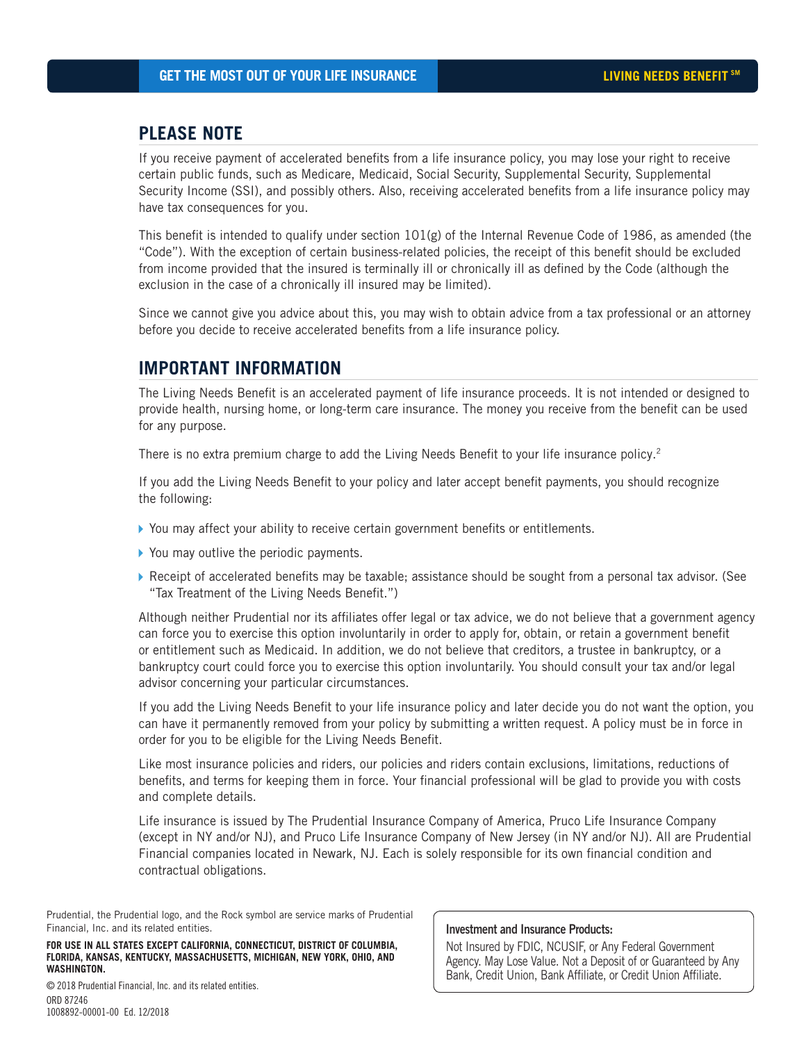## PLEASE NOTE

If you receive payment of accelerated benefits from a life insurance policy, you may lose your right to receive certain public funds, such as Medicare, Medicaid, Social Security, Supplemental Security, Supplemental Security Income (SSI), and possibly others. Also, receiving accelerated benefits from a life insurance policy may have tax consequences for you.

This benefit is intended to qualify under section 101(g) of the Internal Revenue Code of 1986, as amended (the "Code"). With the exception of certain business-related policies, the receipt of this benefit should be excluded from income provided that the insured is terminally ill or chronically ill as defined by the Code (although the exclusion in the case of a chronically ill insured may be limited).

Since we cannot give you advice about this, you may wish to obtain advice from a tax professional or an attorney before you decide to receive accelerated benefits from a life insurance policy.

## IMPORTANT INFORMATION

The Living Needs Benefit is an accelerated payment of life insurance proceeds. It is not intended or designed to provide health, nursing home, or long-term care insurance. The money you receive from the benefit can be used for any purpose.

There is no extra premium charge to add the Living Needs Benefit to your life insurance policy.[2]

If you add the Living Needs Benefit to your policy and later accept benefit payments, you should recognize the following:

- You may affect your ability to receive certain government benefits or entitlements.
- You may outlive the periodic payments.
- Receipt of accelerated benefits may be taxable; assistance should be sought from a personal tax advisor. (See "Tax Treatment of the Living Needs Benefit.")

Although neither Prudential nor its affiliates offer legal or tax advice, we do not believe that a government agency can force you to exercise this option involuntarily in order to apply for, obtain, or retain a government benefit or entitlement such as Medicaid. In addition, we do not believe that creditors, a trustee in bankruptcy, or a bankruptcy court could force you to exercise this option involuntarily. You should consult your tax and/or legal advisor concerning your particular circumstances.

If you add the Living Needs Benefit to your life insurance policy and later decide you do not want the option, you can have it permanently removed from your policy by submitting a written request. A policy must be in force in order for you to be eligible for the Living Needs Benefit.

Like most insurance policies and riders, our policies and riders contain exclusions, limitations, reductions of benefits, and terms for keeping them in force. Your financial professional will be glad to provide you with costs and complete details.

Life insurance is issued by The Prudential Insurance Company of America, Pruco Life Insurance Company (except in NY and/or NJ), and Pruco Life Insurance Company of New Jersey (in NY and/or NJ). All are Prudential Financial companies located in Newark, NJ. Each is solely responsible for its own financial condition and contractual obligations.

Prudential, the Prudential logo, and the Rock symbol are service marks of Prudential Financial, Inc. and its related entities.

**FOR USE IN ALL STATES EXCEPT CALIFORNIA, CONNECTICUT, DISTRICT OF COLUMBIA, FLORIDA, KANSAS, KENTUCKY, MASSACHUSETTS, MICHIGAN, NEW YORK, OHIO, AND WASHINGTON.**

© 2018 Prudential Financial, Inc. and its related entities.
ORD 87246
1008892-00001-00 Ed. 12/2018

**Investment and Insurance Products:**

Not Insured by FDIC, NCUSIF, or Any Federal Government Agency. May Lose Value. Not a Deposit of or Guaranteed by Any Bank, Credit Union, Bank Affiliate, or Credit Union Affiliate.